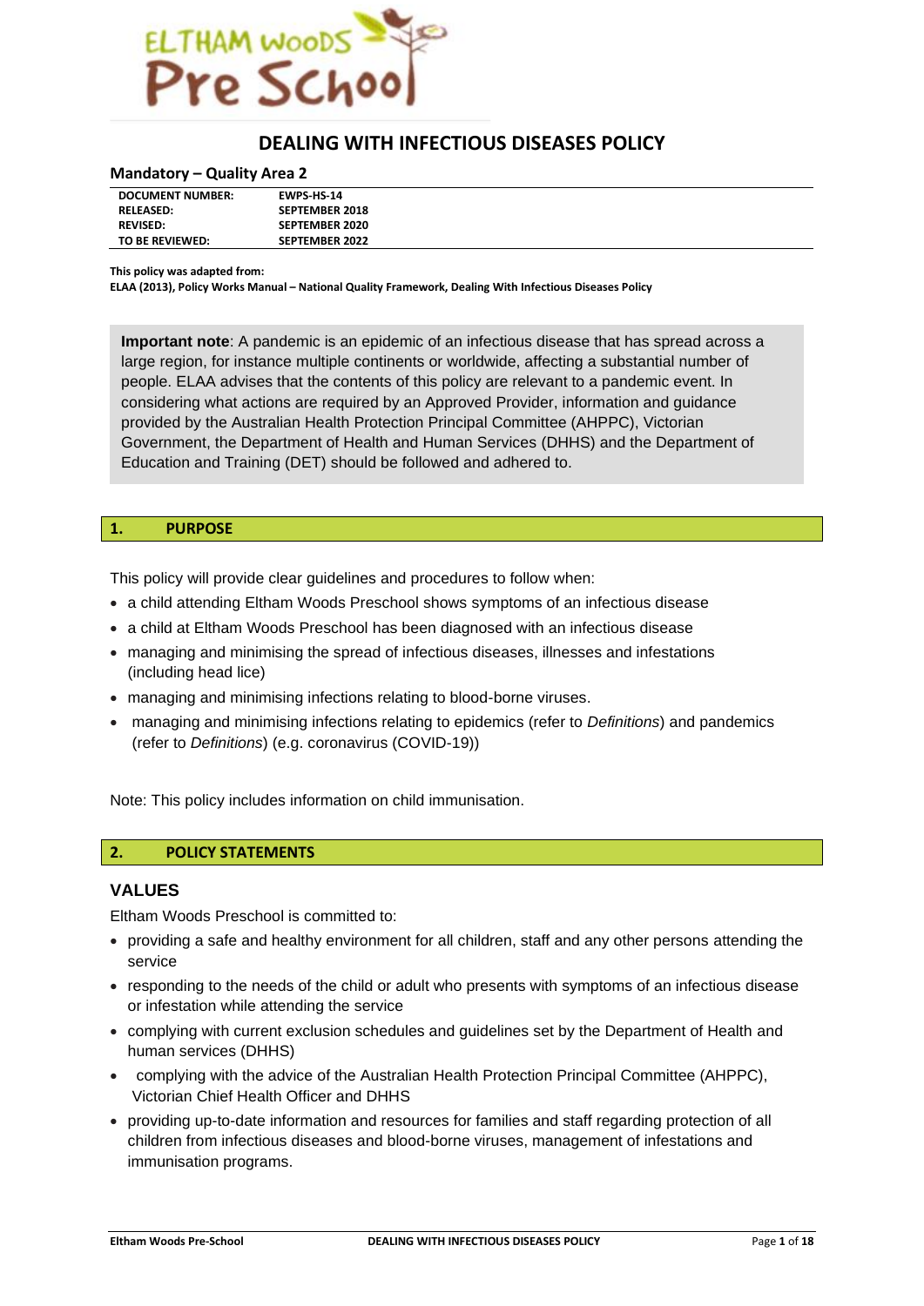# DEALING WITH INFECTIOUS DISEASES POLICY

## Mandatory – Quality Area 2

| | |
|---|---|
| DOCUMENT NUMBER: | EWPS-HS-14 |
| RELEASED: | SEPTEMBER 2018 |
| REVISED: | SEPTEMBER 2020 |
| TO BE REVIEWED: | SEPTEMBER 2022 |

**This policy was adapted from:**
**ELAA (2013), Policy Works Manual – National Quality Framework, Dealing With Infectious Diseases Policy**

> **Important note**: A pandemic is an epidemic of an infectious disease that has spread across a large region, for instance multiple continents or worldwide, affecting a substantial number of people. ELAA advises that the contents of this policy are relevant to a pandemic event. In considering what actions are required by an Approved Provider, information and guidance provided by the Australian Health Protection Principal Committee (AHPPC), Victorian Government, the Department of Health and Human Services (DHHS) and the Department of Education and Training (DET) should be followed and adhered to.

## 1. PURPOSE

This policy will provide clear guidelines and procedures to follow when:

- a child attending Eltham Woods Preschool shows symptoms of an infectious disease
- a child at Eltham Woods Preschool has been diagnosed with an infectious disease
- managing and minimising the spread of infectious diseases, illnesses and infestations (including head lice)
- managing and minimising infections relating to blood-borne viruses.
- managing and minimising infections relating to epidemics (refer to *Definitions*) and pandemics (refer to *Definitions*) (e.g. coronavirus (COVID-19))

Note: This policy includes information on child immunisation.

## 2. POLICY STATEMENTS

### VALUES

Eltham Woods Preschool is committed to:

- providing a safe and healthy environment for all children, staff and any other persons attending the service
- responding to the needs of the child or adult who presents with symptoms of an infectious disease or infestation while attending the service
- complying with current exclusion schedules and guidelines set by the Department of Health and human services (DHHS)
- complying with the advice of the Australian Health Protection Principal Committee (AHPPC), Victorian Chief Health Officer and DHHS
- providing up-to-date information and resources for families and staff regarding protection of all children from infectious diseases and blood-borne viruses, management of infestations and immunisation programs.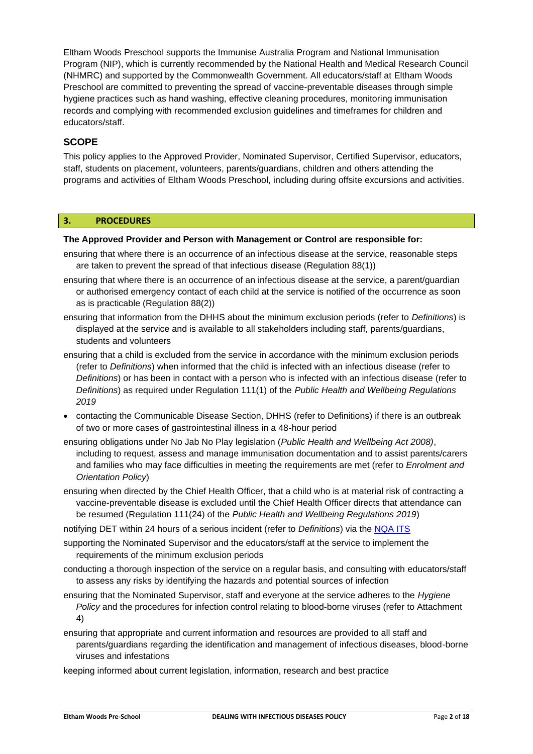Eltham Woods Preschool supports the Immunise Australia Program and National Immunisation Program (NIP), which is currently recommended by the National Health and Medical Research Council (NHMRC) and supported by the Commonwealth Government. All educators/staff at Eltham Woods Preschool are committed to preventing the spread of vaccine-preventable diseases through simple hygiene practices such as hand washing, effective cleaning procedures, monitoring immunisation records and complying with recommended exclusion guidelines and timeframes for children and educators/staff.

## SCOPE

This policy applies to the Approved Provider, Nominated Supervisor, Certified Supervisor, educators, staff, students on placement, volunteers, parents/guardians, children and others attending the programs and activities of Eltham Woods Preschool, including during offsite excursions and activities.

## 3. PROCEDURES

**The Approved Provider and Person with Management or Control are responsible for:**

- ensuring that where there is an occurrence of an infectious disease at the service, reasonable steps are taken to prevent the spread of that infectious disease (Regulation 88(1))
- ensuring that where there is an occurrence of an infectious disease at the service, a parent/guardian or authorised emergency contact of each child at the service is notified of the occurrence as soon as is practicable (Regulation 88(2))
- ensuring that information from the DHHS about the minimum exclusion periods (refer to *Definitions*) is displayed at the service and is available to all stakeholders including staff, parents/guardians, students and volunteers
- ensuring that a child is excluded from the service in accordance with the minimum exclusion periods (refer to *Definitions*) when informed that the child is infected with an infectious disease (refer to *Definitions*) or has been in contact with a person who is infected with an infectious disease (refer to *Definitions*) as required under Regulation 111(1) of the *Public Health and Wellbeing Regulations 2019*
- contacting the Communicable Disease Section, DHHS (refer to Definitions) if there is an outbreak of two or more cases of gastrointestinal illness in a 48-hour period
- ensuring obligations under No Jab No Play legislation (*Public Health and Wellbeing Act 2008)*, including to request, assess and manage immunisation documentation and to assist parents/carers and families who may face difficulties in meeting the requirements are met (refer to *Enrolment and Orientation Policy*)
- ensuring when directed by the Chief Health Officer, that a child who is at material risk of contracting a vaccine-preventable disease is excluded until the Chief Health Officer directs that attendance can be resumed (Regulation 111(24) of the *Public Health and Wellbeing Regulations 2019*)
- notifying DET within 24 hours of a serious incident (refer to *Definitions*) via the NQA ITS
- supporting the Nominated Supervisor and the educators/staff at the service to implement the requirements of the minimum exclusion periods
- conducting a thorough inspection of the service on a regular basis, and consulting with educators/staff to assess any risks by identifying the hazards and potential sources of infection
- ensuring that the Nominated Supervisor, staff and everyone at the service adheres to the *Hygiene Policy* and the procedures for infection control relating to blood-borne viruses (refer to Attachment 4)
- ensuring that appropriate and current information and resources are provided to all staff and parents/guardians regarding the identification and management of infectious diseases, blood-borne viruses and infestations
- keeping informed about current legislation, information, research and best practice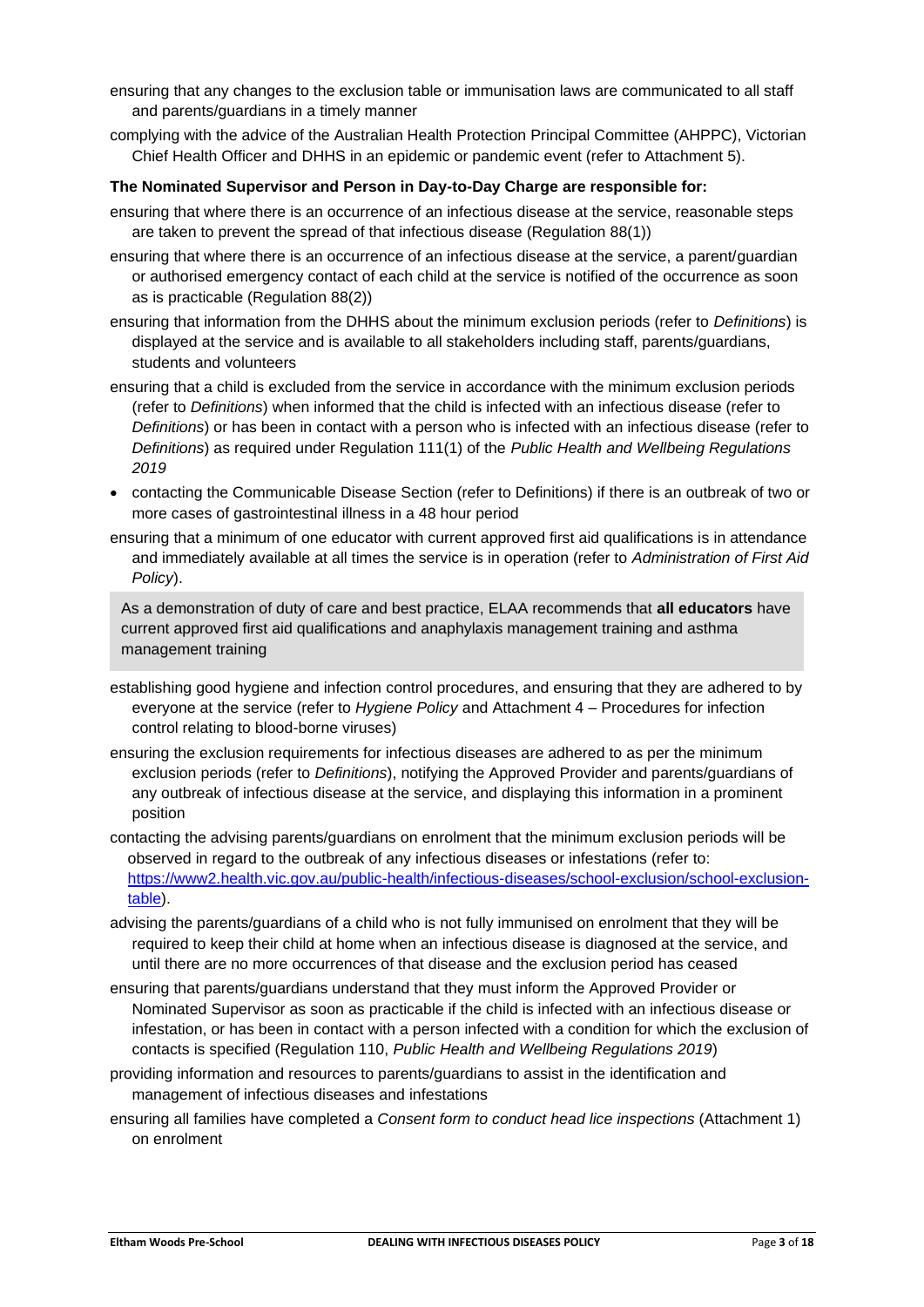- ensuring that any changes to the exclusion table or immunisation laws are communicated to all staff and parents/guardians in a timely manner
- complying with the advice of the Australian Health Protection Principal Committee (AHPPC), Victorian Chief Health Officer and DHHS in an epidemic or pandemic event (refer to Attachment 5).

**The Nominated Supervisor and Person in Day-to-Day Charge are responsible for:**

- ensuring that where there is an occurrence of an infectious disease at the service, reasonable steps are taken to prevent the spread of that infectious disease (Regulation 88(1))
- ensuring that where there is an occurrence of an infectious disease at the service, a parent/guardian or authorised emergency contact of each child at the service is notified of the occurrence as soon as is practicable (Regulation 88(2))
- ensuring that information from the DHHS about the minimum exclusion periods (refer to *Definitions*) is displayed at the service and is available to all stakeholders including staff, parents/guardians, students and volunteers
- ensuring that a child is excluded from the service in accordance with the minimum exclusion periods (refer to *Definitions*) when informed that the child is infected with an infectious disease (refer to *Definitions*) or has been in contact with a person who is infected with an infectious disease (refer to *Definitions*) as required under Regulation 111(1) of the *Public Health and Wellbeing Regulations 2019*
- contacting the Communicable Disease Section (refer to Definitions) if there is an outbreak of two or more cases of gastrointestinal illness in a 48 hour period
- ensuring that a minimum of one educator with current approved first aid qualifications is in attendance and immediately available at all times the service is in operation (refer to *Administration of First Aid Policy*).

> As a demonstration of duty of care and best practice, ELAA recommends that **all educators** have current approved first aid qualifications and anaphylaxis management training and asthma management training

- establishing good hygiene and infection control procedures, and ensuring that they are adhered to by everyone at the service (refer to *Hygiene Policy* and Attachment 4 – Procedures for infection control relating to blood-borne viruses)
- ensuring the exclusion requirements for infectious diseases are adhered to as per the minimum exclusion periods (refer to *Definitions*), notifying the Approved Provider and parents/guardians of any outbreak of infectious disease at the service, and displaying this information in a prominent position
- contacting the advising parents/guardians on enrolment that the minimum exclusion periods will be observed in regard to the outbreak of any infectious diseases or infestations (refer to: [https://www2.health.vic.gov.au/public-health/infectious-diseases/school-exclusion/school-exclusion-table](https://www2.health.vic.gov.au/public-health/infectious-diseases/school-exclusion/school-exclusion-table)).
- advising the parents/guardians of a child who is not fully immunised on enrolment that they will be required to keep their child at home when an infectious disease is diagnosed at the service, and until there are no more occurrences of that disease and the exclusion period has ceased
- ensuring that parents/guardians understand that they must inform the Approved Provider or Nominated Supervisor as soon as practicable if the child is infected with an infectious disease or infestation, or has been in contact with a person infected with a condition for which the exclusion of contacts is specified (Regulation 110, *Public Health and Wellbeing Regulations 2019*)
- providing information and resources to parents/guardians to assist in the identification and management of infectious diseases and infestations
- ensuring all families have completed a *Consent form to conduct head lice inspections* (Attachment 1) on enrolment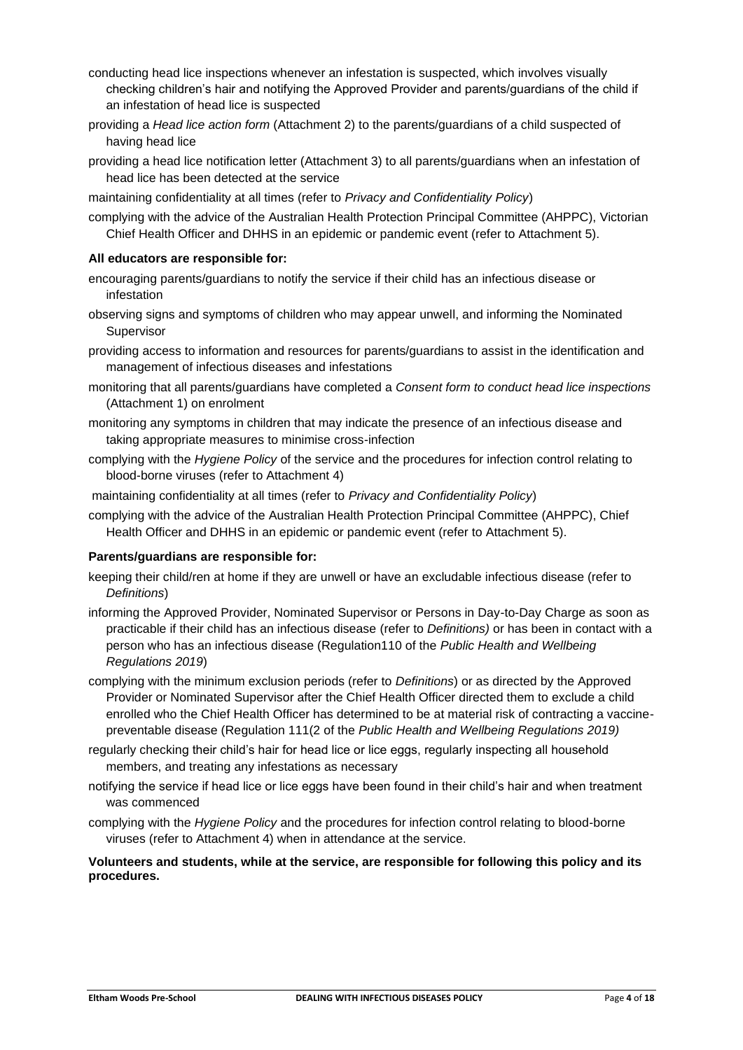- conducting head lice inspections whenever an infestation is suspected, which involves visually checking children's hair and notifying the Approved Provider and parents/guardians of the child if an infestation of head lice is suspected
- providing a *Head lice action form* (Attachment 2) to the parents/guardians of a child suspected of having head lice
- providing a head lice notification letter (Attachment 3) to all parents/guardians when an infestation of head lice has been detected at the service
- maintaining confidentiality at all times (refer to *Privacy and Confidentiality Policy*)
- complying with the advice of the Australian Health Protection Principal Committee (AHPPC), Victorian Chief Health Officer and DHHS in an epidemic or pandemic event (refer to Attachment 5).

**All educators are responsible for:**

- encouraging parents/guardians to notify the service if their child has an infectious disease or infestation
- observing signs and symptoms of children who may appear unwell, and informing the Nominated Supervisor
- providing access to information and resources for parents/guardians to assist in the identification and management of infectious diseases and infestations
- monitoring that all parents/guardians have completed a *Consent form to conduct head lice inspections* (Attachment 1) on enrolment
- monitoring any symptoms in children that may indicate the presence of an infectious disease and taking appropriate measures to minimise cross-infection
- complying with the *Hygiene Policy* of the service and the procedures for infection control relating to blood-borne viruses (refer to Attachment 4)
- maintaining confidentiality at all times (refer to *Privacy and Confidentiality Policy*)
- complying with the advice of the Australian Health Protection Principal Committee (AHPPC), Chief Health Officer and DHHS in an epidemic or pandemic event (refer to Attachment 5).

**Parents/guardians are responsible for:**

- keeping their child/ren at home if they are unwell or have an excludable infectious disease (refer to *Definitions*)
- informing the Approved Provider, Nominated Supervisor or Persons in Day-to-Day Charge as soon as practicable if their child has an infectious disease (refer to *Definitions)* or has been in contact with a person who has an infectious disease (Regulation110 of the *Public Health and Wellbeing Regulations 2019*)
- complying with the minimum exclusion periods (refer to *Definitions*) or as directed by the Approved Provider or Nominated Supervisor after the Chief Health Officer directed them to exclude a child enrolled who the Chief Health Officer has determined to be at material risk of contracting a vaccine-preventable disease (Regulation 111(2 of the *Public Health and Wellbeing Regulations 2019)*
- regularly checking their child's hair for head lice or lice eggs, regularly inspecting all household members, and treating any infestations as necessary
- notifying the service if head lice or lice eggs have been found in their child's hair and when treatment was commenced
- complying with the *Hygiene Policy* and the procedures for infection control relating to blood-borne viruses (refer to Attachment 4) when in attendance at the service.

**Volunteers and students, while at the service, are responsible for following this policy and its procedures.**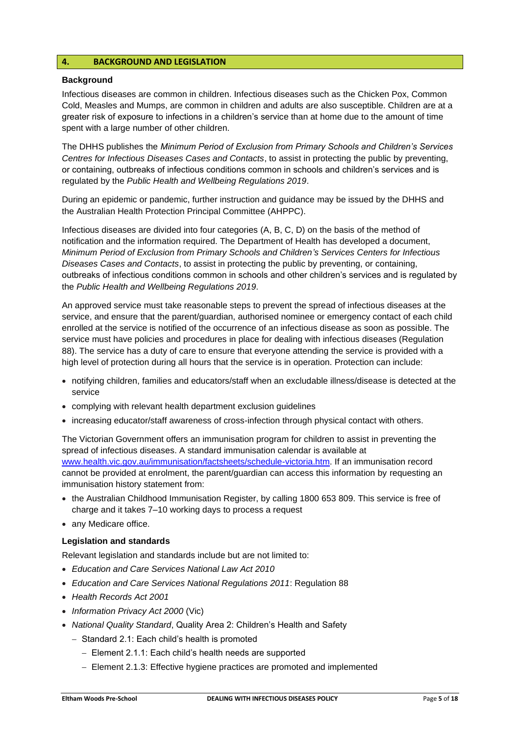## 4. BACKGROUND AND LEGISLATION

**Background**

Infectious diseases are common in children. Infectious diseases such as the Chicken Pox, Common Cold, Measles and Mumps, are common in children and adults are also susceptible. Children are at a greater risk of exposure to infections in a children's service than at home due to the amount of time spent with a large number of other children.

The DHHS publishes the *Minimum Period of Exclusion from Primary Schools and Children's Services Centres for Infectious Diseases Cases and Contacts*, to assist in protecting the public by preventing, or containing, outbreaks of infectious conditions common in schools and children's services and is regulated by the *Public Health and Wellbeing Regulations 2019*.

During an epidemic or pandemic, further instruction and guidance may be issued by the DHHS and the Australian Health Protection Principal Committee (AHPPC).

Infectious diseases are divided into four categories (A, B, C, D) on the basis of the method of notification and the information required. The Department of Health has developed a document, *Minimum Period of Exclusion from Primary Schools and Children's Services Centers for Infectious Diseases Cases and Contacts*, to assist in protecting the public by preventing, or containing, outbreaks of infectious conditions common in schools and other children's services and is regulated by the *Public Health and Wellbeing Regulations 2019*.

An approved service must take reasonable steps to prevent the spread of infectious diseases at the service, and ensure that the parent/guardian, authorised nominee or emergency contact of each child enrolled at the service is notified of the occurrence of an infectious disease as soon as possible. The service must have policies and procedures in place for dealing with infectious diseases (Regulation 88). The service has a duty of care to ensure that everyone attending the service is provided with a high level of protection during all hours that the service is in operation. Protection can include:

- notifying children, families and educators/staff when an excludable illness/disease is detected at the service
- complying with relevant health department exclusion guidelines
- increasing educator/staff awareness of cross-infection through physical contact with others.

The Victorian Government offers an immunisation program for children to assist in preventing the spread of infectious diseases. A standard immunisation calendar is available at www.health.vic.gov.au/immunisation/factsheets/schedule-victoria.htm. If an immunisation record cannot be provided at enrolment, the parent/guardian can access this information by requesting an immunisation history statement from:

- the Australian Childhood Immunisation Register, by calling 1800 653 809. This service is free of charge and it takes 7–10 working days to process a request
- any Medicare office.

**Legislation and standards**

Relevant legislation and standards include but are not limited to:

- *Education and Care Services National Law Act 2010*
- *Education and Care Services National Regulations 2011*: Regulation 88
- *Health Records Act 2001*
- *Information Privacy Act 2000* (Vic)
- *National Quality Standard*, Quality Area 2: Children's Health and Safety
  - Standard 2.1: Each child's health is promoted
    - Element 2.1.1: Each child's health needs are supported
    - Element 2.1.3: Effective hygiene practices are promoted and implemented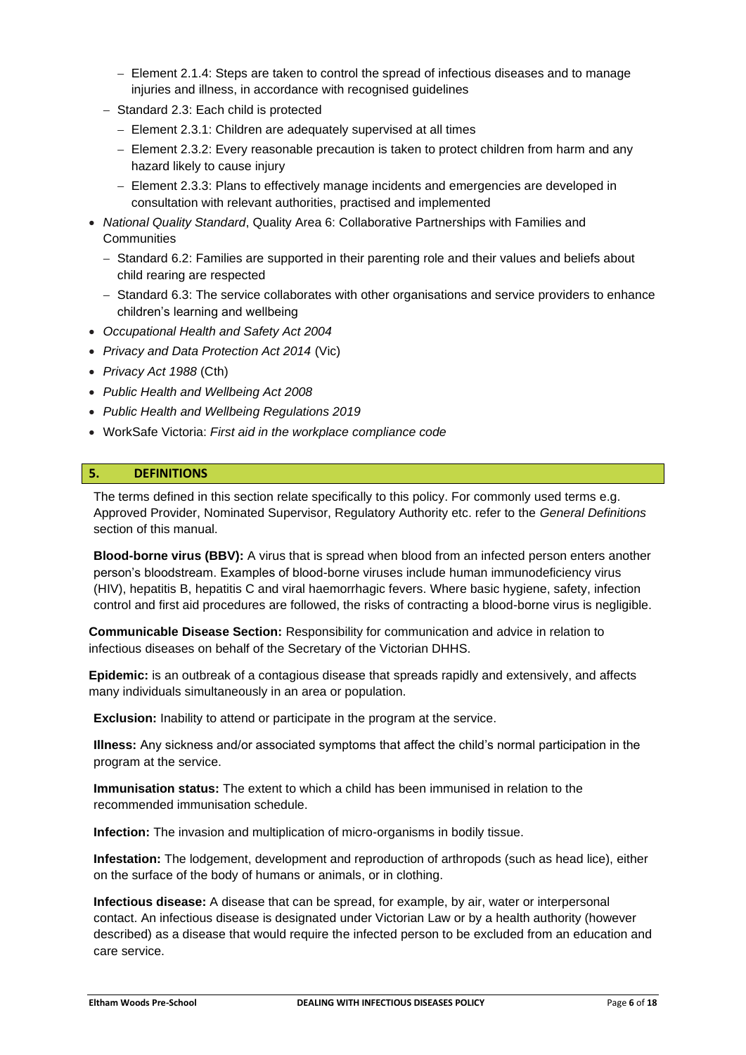- Element 2.1.4: Steps are taken to control the spread of infectious diseases and to manage injuries and illness, in accordance with recognised guidelines
  - Standard 2.3: Each child is protected
    - Element 2.3.1: Children are adequately supervised at all times
    - Element 2.3.2: Every reasonable precaution is taken to protect children from harm and any hazard likely to cause injury
    - Element 2.3.3: Plans to effectively manage incidents and emergencies are developed in consultation with relevant authorities, practised and implemented
- *National Quality Standard*, Quality Area 6: Collaborative Partnerships with Families and Communities
  - Standard 6.2: Families are supported in their parenting role and their values and beliefs about child rearing are respected
  - Standard 6.3: The service collaborates with other organisations and service providers to enhance children's learning and wellbeing
- *Occupational Health and Safety Act 2004*
- *Privacy and Data Protection Act 2014* (Vic)
- *Privacy Act 1988* (Cth)
- *Public Health and Wellbeing Act 2008*
- *Public Health and Wellbeing Regulations 2019*
- WorkSafe Victoria: *First aid in the workplace compliance code*

## 5. DEFINITIONS

The terms defined in this section relate specifically to this policy. For commonly used terms e.g. Approved Provider, Nominated Supervisor, Regulatory Authority etc. refer to the *General Definitions* section of this manual.

**Blood-borne virus (BBV):** A virus that is spread when blood from an infected person enters another person's bloodstream. Examples of blood-borne viruses include human immunodeficiency virus (HIV), hepatitis B, hepatitis C and viral haemorrhagic fevers. Where basic hygiene, safety, infection control and first aid procedures are followed, the risks of contracting a blood-borne virus is negligible.

**Communicable Disease Section:** Responsibility for communication and advice in relation to infectious diseases on behalf of the Secretary of the Victorian DHHS.

**Epidemic:** is an outbreak of a contagious disease that spreads rapidly and extensively, and affects many individuals simultaneously in an area or population.

**Exclusion:** Inability to attend or participate in the program at the service.

**Illness:** Any sickness and/or associated symptoms that affect the child's normal participation in the program at the service.

**Immunisation status:** The extent to which a child has been immunised in relation to the recommended immunisation schedule.

**Infection:** The invasion and multiplication of micro-organisms in bodily tissue.

**Infestation:** The lodgement, development and reproduction of arthropods (such as head lice), either on the surface of the body of humans or animals, or in clothing.

**Infectious disease:** A disease that can be spread, for example, by air, water or interpersonal contact. An infectious disease is designated under Victorian Law or by a health authority (however described) as a disease that would require the infected person to be excluded from an education and care service.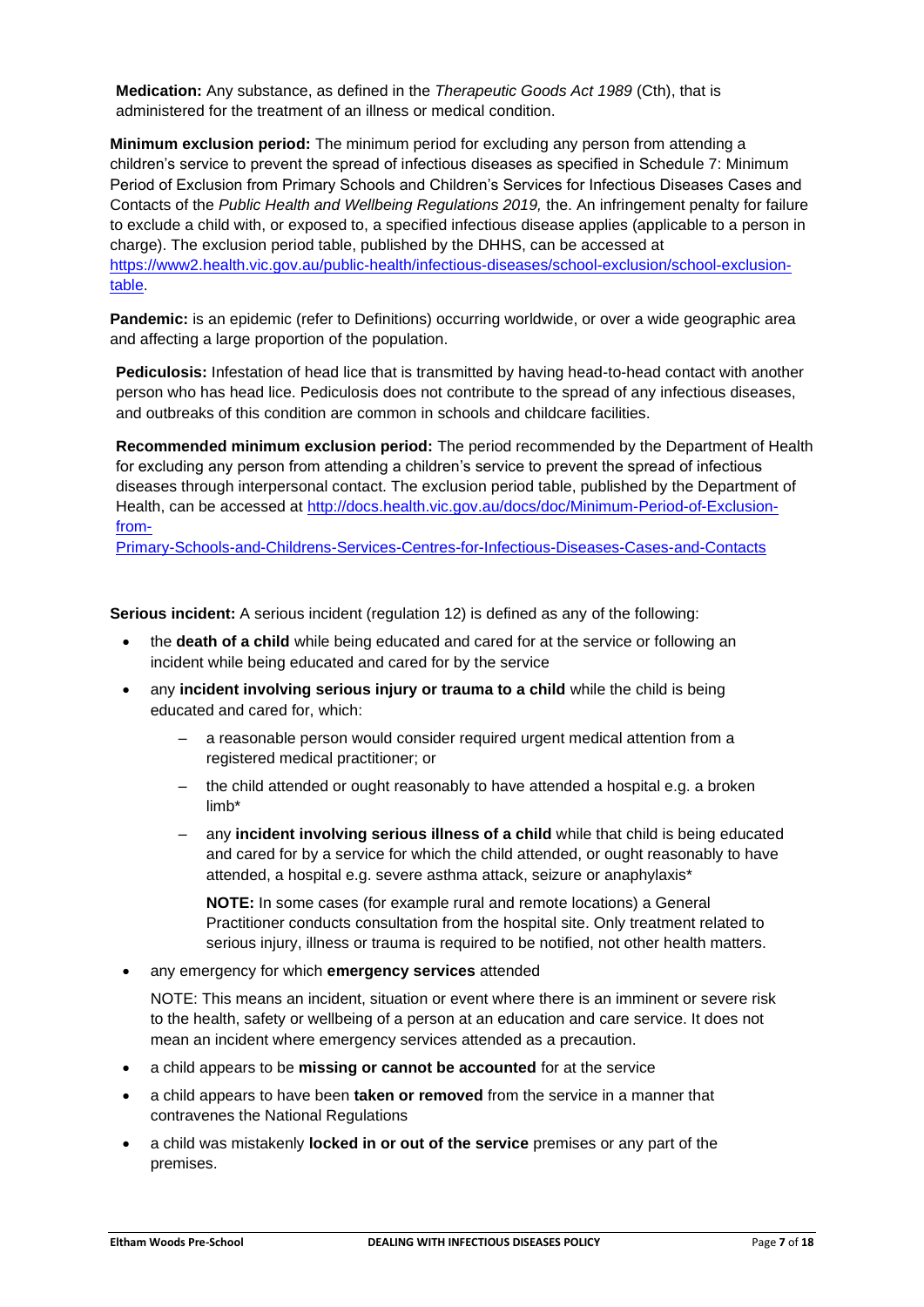**Medication:** Any substance, as defined in the *Therapeutic Goods Act 1989* (Cth), that is administered for the treatment of an illness or medical condition.

**Minimum exclusion period:** The minimum period for excluding any person from attending a children's service to prevent the spread of infectious diseases as specified in Schedule 7: Minimum Period of Exclusion from Primary Schools and Children's Services for Infectious Diseases Cases and Contacts of the *Public Health and Wellbeing Regulations 2019,* the. An infringement penalty for failure to exclude a child with, or exposed to, a specified infectious disease applies (applicable to a person in charge). The exclusion period table, published by the DHHS, can be accessed at https://www2.health.vic.gov.au/public-health/infectious-diseases/school-exclusion/school-exclusion-table.

**Pandemic:** is an epidemic (refer to Definitions) occurring worldwide, or over a wide geographic area and affecting a large proportion of the population.

**Pediculosis:** Infestation of head lice that is transmitted by having head-to-head contact with another person who has head lice. Pediculosis does not contribute to the spread of any infectious diseases, and outbreaks of this condition are common in schools and childcare facilities.

**Recommended minimum exclusion period:** The period recommended by the Department of Health for excluding any person from attending a children's service to prevent the spread of infectious diseases through interpersonal contact. The exclusion period table, published by the Department of Health, can be accessed at http://docs.health.vic.gov.au/docs/doc/Minimum-Period-of-Exclusion-from-Primary-Schools-and-Childrens-Services-Centres-for-Infectious-Diseases-Cases-and-Contacts

**Serious incident:** A serious incident (regulation 12) is defined as any of the following:

- the **death of a child** while being educated and cared for at the service or following an incident while being educated and cared for by the service
- any **incident involving serious injury or trauma to a child** while the child is being educated and cared for, which:
  - a reasonable person would consider required urgent medical attention from a registered medical practitioner; or
  - the child attended or ought reasonably to have attended a hospital e.g. a broken limb*
  - any **incident involving serious illness of a child** while that child is being educated and cared for by a service for which the child attended, or ought reasonably to have attended, a hospital e.g. severe asthma attack, seizure or anaphylaxis*

    **NOTE:** In some cases (for example rural and remote locations) a General Practitioner conducts consultation from the hospital site. Only treatment related to serious injury, illness or trauma is required to be notified, not other health matters.
- any emergency for which **emergency services** attended

  NOTE: This means an incident, situation or event where there is an imminent or severe risk to the health, safety or wellbeing of a person at an education and care service. It does not mean an incident where emergency services attended as a precaution.
- a child appears to be **missing or cannot be accounted** for at the service
- a child appears to have been **taken or removed** from the service in a manner that contravenes the National Regulations
- a child was mistakenly **locked in or out of the service** premises or any part of the premises.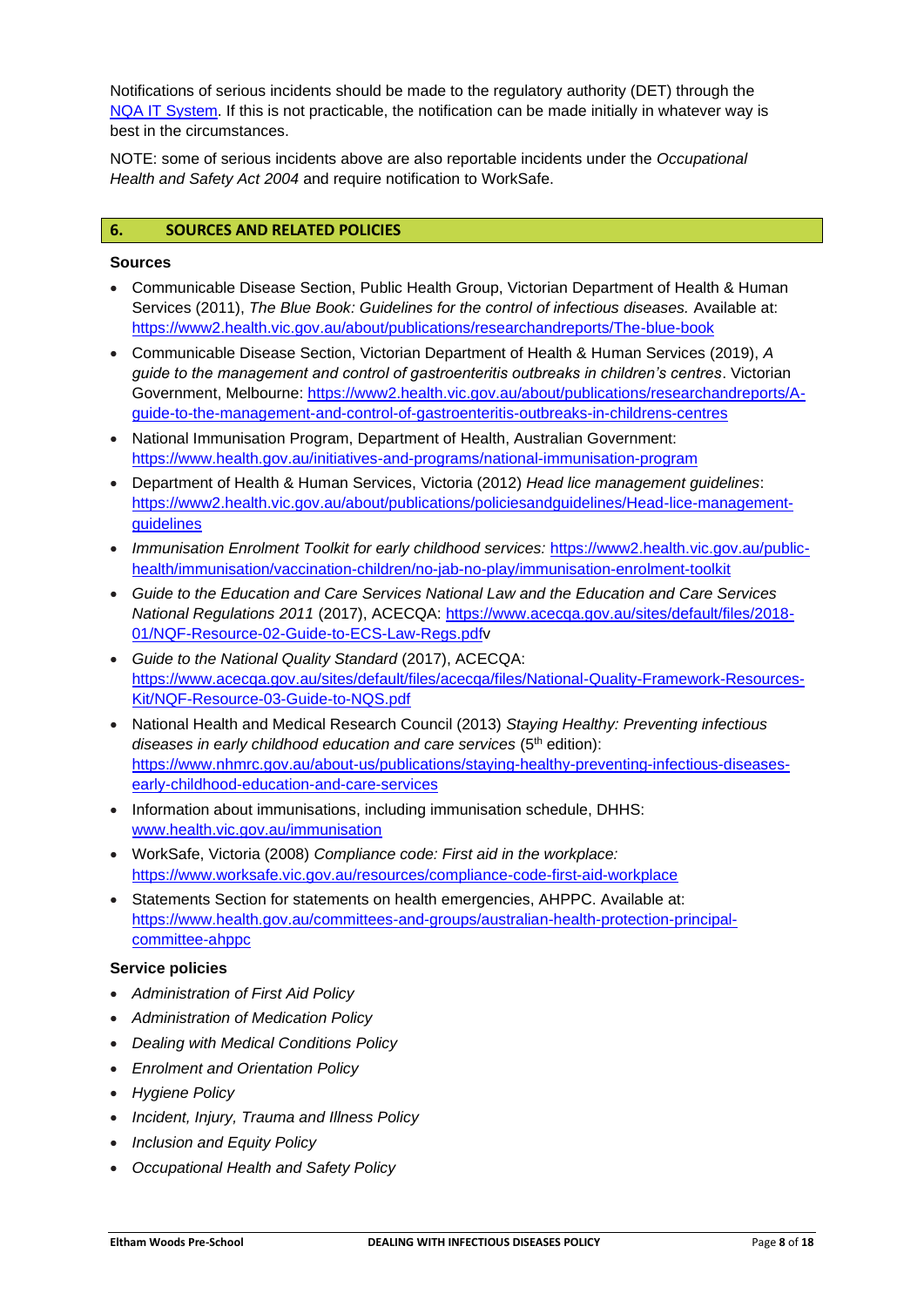Notifications of serious incidents should be made to the regulatory authority (DET) through the [NQA IT System](). If this is not practicable, the notification can be made initially in whatever way is best in the circumstances.

NOTE: some of serious incidents above are also reportable incidents under the *Occupational Health and Safety Act 2004* and require notification to WorkSafe.

## 6. SOURCES AND RELATED POLICIES

**Sources**

- Communicable Disease Section, Public Health Group, Victorian Department of Health & Human Services (2011), *The Blue Book: Guidelines for the control of infectious diseases.* Available at: https://www2.health.vic.gov.au/about/publications/researchandreports/The-blue-book
- Communicable Disease Section, Victorian Department of Health & Human Services (2019), *A guide to the management and control of gastroenteritis outbreaks in children's centres*. Victorian Government, Melbourne: https://www2.health.vic.gov.au/about/publications/researchandreports/A-guide-to-the-management-and-control-of-gastroenteritis-outbreaks-in-childrens-centres
- National Immunisation Program, Department of Health, Australian Government: https://www.health.gov.au/initiatives-and-programs/national-immunisation-program
- Department of Health & Human Services, Victoria (2012) *Head lice management guidelines*: https://www2.health.vic.gov.au/about/publications/policiesandguidelines/Head-lice-management-guidelines
- *Immunisation Enrolment Toolkit for early childhood services:* https://www2.health.vic.gov.au/public-health/immunisation/vaccination-children/no-jab-no-play/immunisation-enrolment-toolkit
- *Guide to the Education and Care Services National Law and the Education and Care Services National Regulations 2011* (2017), ACECQA: https://www.acecqa.gov.au/sites/default/files/2018-01/NQF-Resource-02-Guide-to-ECS-Law-Regs.pdfv
- *Guide to the National Quality Standard* (2017), ACECQA: https://www.acecqa.gov.au/sites/default/files/acecqa/files/National-Quality-Framework-Resources-Kit/NQF-Resource-03-Guide-to-NQS.pdf
- National Health and Medical Research Council (2013) *Staying Healthy: Preventing infectious diseases in early childhood education and care services* (5th edition): https://www.nhmrc.gov.au/about-us/publications/staying-healthy-preventing-infectious-diseases-early-childhood-education-and-care-services
- Information about immunisations, including immunisation schedule, DHHS: www.health.vic.gov.au/immunisation
- WorkSafe, Victoria (2008) *Compliance code: First aid in the workplace:* https://www.worksafe.vic.gov.au/resources/compliance-code-first-aid-workplace
- Statements Section for statements on health emergencies, AHPPC. Available at: https://www.health.gov.au/committees-and-groups/australian-health-protection-principal-committee-ahppc

**Service policies**

- *Administration of First Aid Policy*
- *Administration of Medication Policy*
- *Dealing with Medical Conditions Policy*
- *Enrolment and Orientation Policy*
- *Hygiene Policy*
- *Incident, Injury, Trauma and Illness Policy*
- *Inclusion and Equity Policy*
- *Occupational Health and Safety Policy*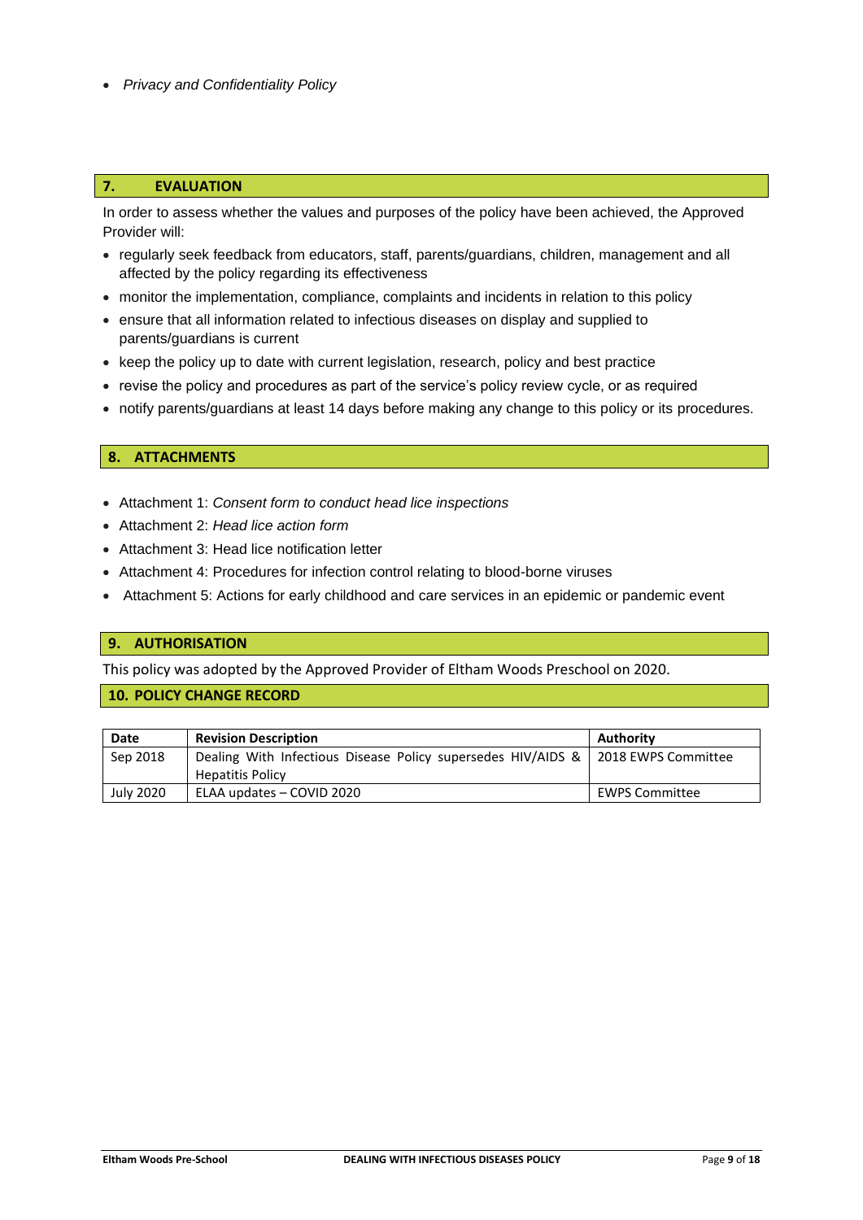- *Privacy and Confidentiality Policy*

## 7. EVALUATION

In order to assess whether the values and purposes of the policy have been achieved, the Approved Provider will:

- regularly seek feedback from educators, staff, parents/guardians, children, management and all affected by the policy regarding its effectiveness
- monitor the implementation, compliance, complaints and incidents in relation to this policy
- ensure that all information related to infectious diseases on display and supplied to parents/guardians is current
- keep the policy up to date with current legislation, research, policy and best practice
- revise the policy and procedures as part of the service's policy review cycle, or as required
- notify parents/guardians at least 14 days before making any change to this policy or its procedures.

## 8. ATTACHMENTS

- Attachment 1: *Consent form to conduct head lice inspections*
- Attachment 2: *Head lice action form*
- Attachment 3: Head lice notification letter
- Attachment 4: Procedures for infection control relating to blood-borne viruses
- Attachment 5: Actions for early childhood and care services in an epidemic or pandemic event

## 9. AUTHORISATION

This policy was adopted by the Approved Provider of Eltham Woods Preschool on 2020.

## 10. POLICY CHANGE RECORD

| Date | Revision Description | Authority |
|---|---|---|
| Sep 2018 | Dealing With Infectious Disease Policy supersedes HIV/AIDS & Hepatitis Policy | 2018 EWPS Committee |
| July 2020 | ELAA updates – COVID 2020 | EWPS Committee |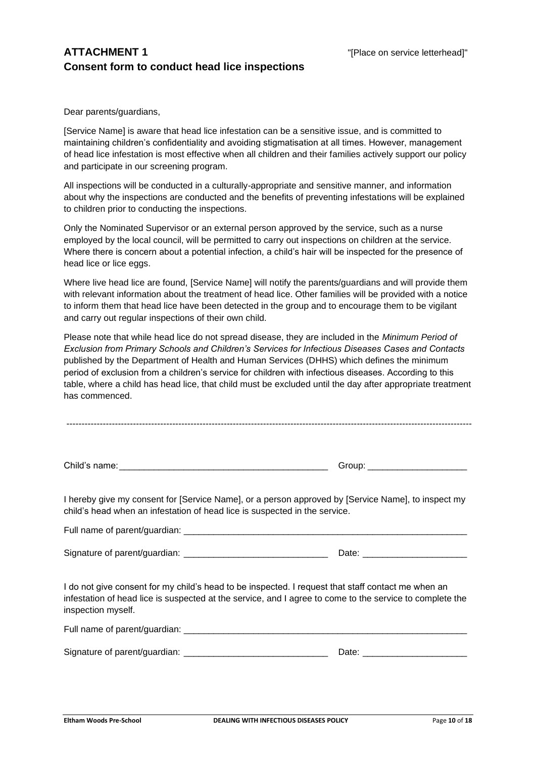## ATTACHMENT 1

"[Place on service letterhead]"

## Consent form to conduct head lice inspections

Dear parents/guardians,

[Service Name] is aware that head lice infestation can be a sensitive issue, and is committed to maintaining children's confidentiality and avoiding stigmatisation at all times. However, management of head lice infestation is most effective when all children and their families actively support our policy and participate in our screening program.

All inspections will be conducted in a culturally-appropriate and sensitive manner, and information about why the inspections are conducted and the benefits of preventing infestations will be explained to children prior to conducting the inspections.

Only the Nominated Supervisor or an external person approved by the service, such as a nurse employed by the local council, will be permitted to carry out inspections on children at the service. Where there is concern about a potential infection, a child's hair will be inspected for the presence of head lice or lice eggs.

Where live head lice are found, [Service Name] will notify the parents/guardians and will provide them with relevant information about the treatment of head lice. Other families will be provided with a notice to inform them that head lice have been detected in the group and to encourage them to be vigilant and carry out regular inspections of their own child.

Please note that while head lice do not spread disease, they are included in the *Minimum Period of Exclusion from Primary Schools and Children's Services for Infectious Diseases Cases and Contacts* published by the Department of Health and Human Services (DHHS) which defines the minimum period of exclusion from a children's service for children with infectious diseases. According to this table, where a child has head lice, that child must be excluded until the day after appropriate treatment has commenced.

---

Child's name:\_\_\_\_\_\_\_\_\_\_\_\_\_\_\_\_\_\_\_\_\_\_\_\_\_\_\_\_\_\_\_\_\_\_\_\_\_\_\_\_ Group: \_\_\_\_\_\_\_\_\_\_\_\_\_\_\_\_\_\_\_\_

I hereby give my consent for [Service Name], or a person approved by [Service Name], to inspect my child's head when an infestation of head lice is suspected in the service.

Full name of parent/guardian: \_\_\_\_\_\_\_\_\_\_\_\_\_\_\_\_\_\_\_\_\_\_\_\_\_\_\_\_\_\_\_\_\_\_\_\_\_\_\_\_\_\_\_\_\_\_\_\_\_\_\_\_\_\_\_\_

Signature of parent/guardian: \_\_\_\_\_\_\_\_\_\_\_\_\_\_\_\_\_\_\_\_\_\_\_\_\_\_\_\_ Date: \_\_\_\_\_\_\_\_\_\_\_\_\_\_\_\_\_\_\_\_

I do not give consent for my child's head to be inspected. I request that staff contact me when an infestation of head lice is suspected at the service, and I agree to come to the service to complete the inspection myself.

Full name of parent/guardian: \_\_\_\_\_\_\_\_\_\_\_\_\_\_\_\_\_\_\_\_\_\_\_\_\_\_\_\_\_\_\_\_\_\_\_\_\_\_\_\_\_\_\_\_\_\_\_\_\_\_\_\_\_\_\_\_

Signature of parent/guardian: \_\_\_\_\_\_\_\_\_\_\_\_\_\_\_\_\_\_\_\_\_\_\_\_\_\_\_\_ Date: \_\_\_\_\_\_\_\_\_\_\_\_\_\_\_\_\_\_\_\_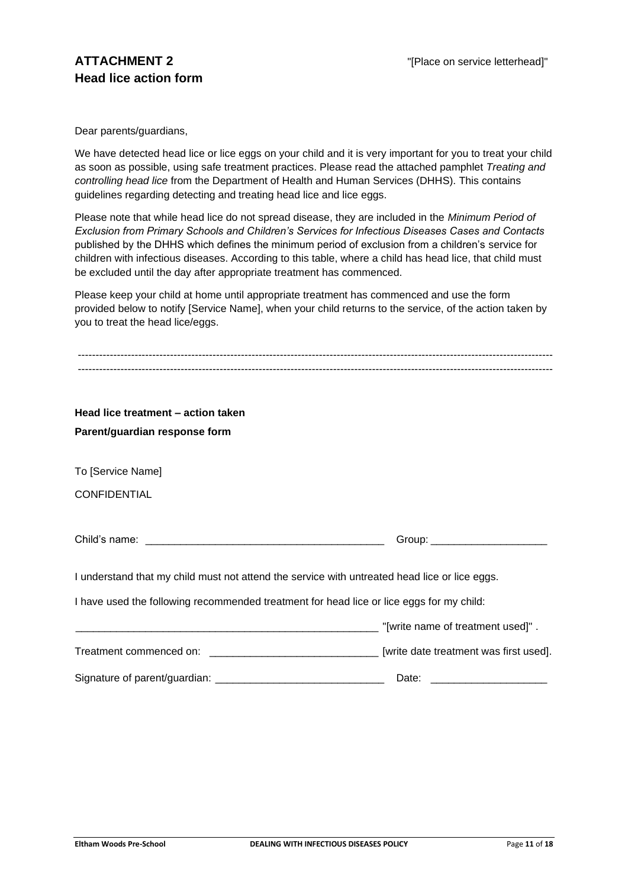# ATTACHMENT 2
# Head lice action form

"[Place on service letterhead]"

Dear parents/guardians,

We have detected head lice or lice eggs on your child and it is very important for you to treat your child as soon as possible, using safe treatment practices. Please read the attached pamphlet *Treating and controlling head lice* from the Department of Health and Human Services (DHHS). This contains guidelines regarding detecting and treating head lice and lice eggs.

Please note that while head lice do not spread disease, they are included in the *Minimum Period of Exclusion from Primary Schools and Children's Services for Infectious Diseases Cases and Contacts* published by the DHHS which defines the minimum period of exclusion from a children's service for children with infectious diseases. According to this table, where a child has head lice, that child must be excluded until the day after appropriate treatment has commenced.

Please keep your child at home until appropriate treatment has commenced and use the form provided below to notify [Service Name], when your child returns to the service, of the action taken by you to treat the head lice/eggs.

------------------------------------------------------------------------------------------------------------------------------------
------------------------------------------------------------------------------------------------------------------------------------

**Head lice treatment – action taken**

**Parent/guardian response form**

To [Service Name]

CONFIDENTIAL

Child's name: _________________________________________ Group: ____________________

I understand that my child must not attend the service with untreated head lice or lice eggs.

I have used the following recommended treatment for head lice or lice eggs for my child:

______________________________________________________ "[write name of treatment used]" .

Treatment commenced on: _____________________________ [write date treatment was first used].

Signature of parent/guardian: _____________________________ Date: ____________________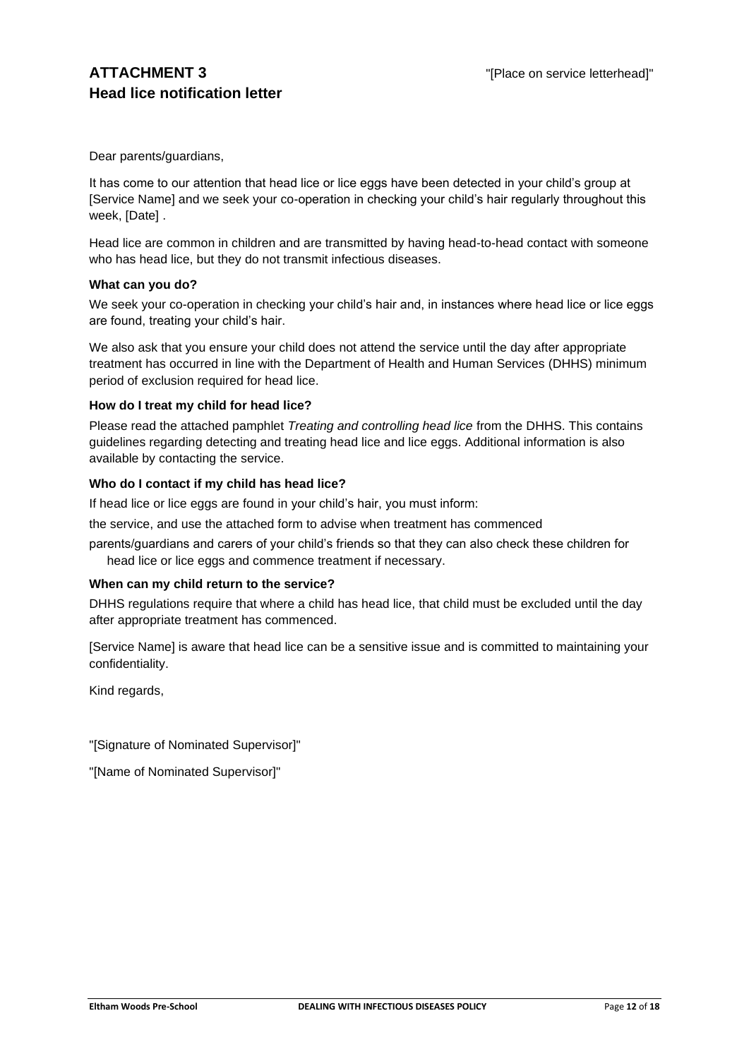# ATTACHMENT 3
## Head lice notification letter

"[Place on service letterhead]"

Dear parents/guardians,

It has come to our attention that head lice or lice eggs have been detected in your child's group at [Service Name] and we seek your co-operation in checking your child's hair regularly throughout this week, [Date] .

Head lice are common in children and are transmitted by having head-to-head contact with someone who has head lice, but they do not transmit infectious diseases.

**What can you do?**

We seek your co-operation in checking your child's hair and, in instances where head lice or lice eggs are found, treating your child's hair.

We also ask that you ensure your child does not attend the service until the day after appropriate treatment has occurred in line with the Department of Health and Human Services (DHHS) minimum period of exclusion required for head lice.

**How do I treat my child for head lice?**

Please read the attached pamphlet *Treating and controlling head lice* from the DHHS. This contains guidelines regarding detecting and treating head lice and lice eggs. Additional information is also available by contacting the service.

**Who do I contact if my child has head lice?**

If head lice or lice eggs are found in your child's hair, you must inform:

the service, and use the attached form to advise when treatment has commenced

parents/guardians and carers of your child's friends so that they can also check these children for head lice or lice eggs and commence treatment if necessary.

**When can my child return to the service?**

DHHS regulations require that where a child has head lice, that child must be excluded until the day after appropriate treatment has commenced.

[Service Name] is aware that head lice can be a sensitive issue and is committed to maintaining your confidentiality.

Kind regards,

"[Signature of Nominated Supervisor]"

"[Name of Nominated Supervisor]"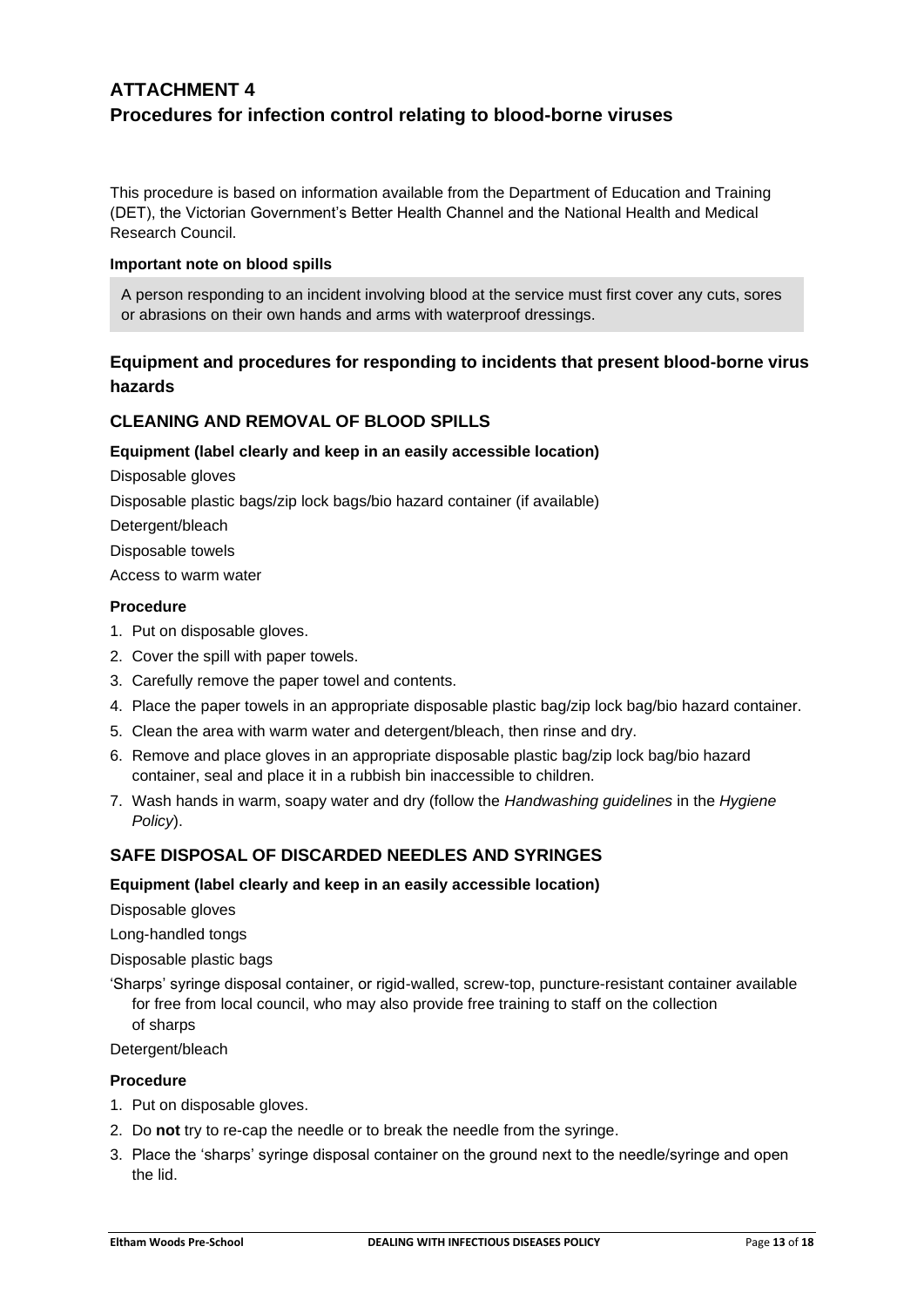# ATTACHMENT 4
# Procedures for infection control relating to blood-borne viruses

This procedure is based on information available from the Department of Education and Training (DET), the Victorian Government's Better Health Channel and the National Health and Medical Research Council.

**Important note on blood spills**

A person responding to an incident involving blood at the service must first cover any cuts, sores or abrasions on their own hands and arms with waterproof dressings.

## Equipment and procedures for responding to incidents that present blood-borne virus hazards

### CLEANING AND REMOVAL OF BLOOD SPILLS

**Equipment (label clearly and keep in an easily accessible location)**

Disposable gloves

Disposable plastic bags/zip lock bags/bio hazard container (if available)

Detergent/bleach

Disposable towels

Access to warm water

**Procedure**

1. Put on disposable gloves.
2. Cover the spill with paper towels.
3. Carefully remove the paper towel and contents.
4. Place the paper towels in an appropriate disposable plastic bag/zip lock bag/bio hazard container.
5. Clean the area with warm water and detergent/bleach, then rinse and dry.
6. Remove and place gloves in an appropriate disposable plastic bag/zip lock bag/bio hazard container, seal and place it in a rubbish bin inaccessible to children.
7. Wash hands in warm, soapy water and dry (follow the *Handwashing guidelines* in the *Hygiene Policy*).

### SAFE DISPOSAL OF DISCARDED NEEDLES AND SYRINGES

**Equipment (label clearly and keep in an easily accessible location)**

Disposable gloves

Long-handled tongs

Disposable plastic bags

'Sharps' syringe disposal container, or rigid-walled, screw-top, puncture-resistant container available for free from local council, who may also provide free training to staff on the collection of sharps

Detergent/bleach

**Procedure**

1. Put on disposable gloves.
2. Do **not** try to re-cap the needle or to break the needle from the syringe.
3. Place the 'sharps' syringe disposal container on the ground next to the needle/syringe and open the lid.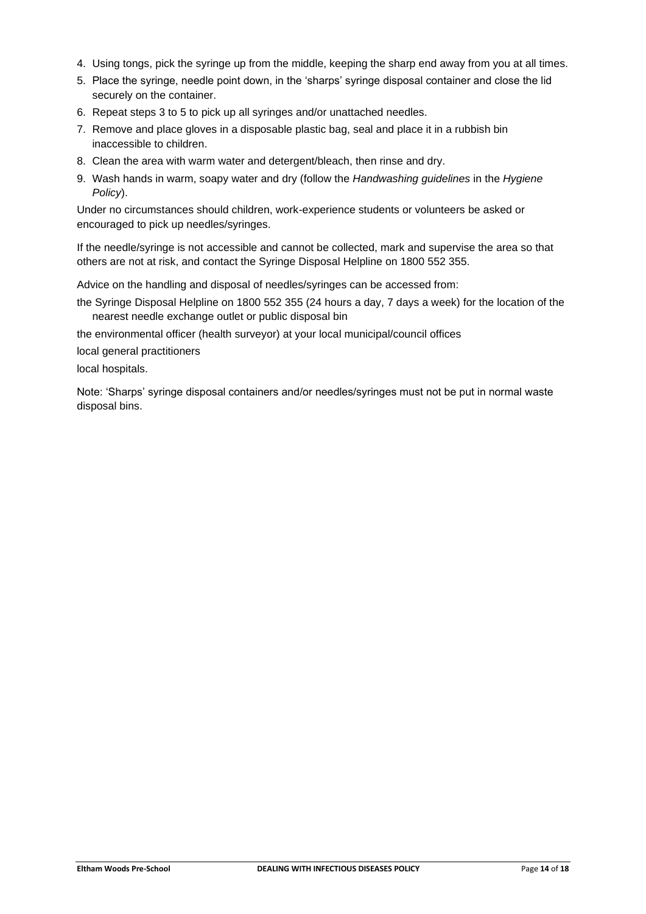4. Using tongs, pick the syringe up from the middle, keeping the sharp end away from you at all times.
5. Place the syringe, needle point down, in the 'sharps' syringe disposal container and close the lid securely on the container.
6. Repeat steps 3 to 5 to pick up all syringes and/or unattached needles.
7. Remove and place gloves in a disposable plastic bag, seal and place it in a rubbish bin inaccessible to children.
8. Clean the area with warm water and detergent/bleach, then rinse and dry.
9. Wash hands in warm, soapy water and dry (follow the *Handwashing guidelines* in the *Hygiene Policy*).

Under no circumstances should children, work-experience students or volunteers be asked or encouraged to pick up needles/syringes.

If the needle/syringe is not accessible and cannot be collected, mark and supervise the area so that others are not at risk, and contact the Syringe Disposal Helpline on 1800 552 355.

Advice on the handling and disposal of needles/syringes can be accessed from:

the Syringe Disposal Helpline on 1800 552 355 (24 hours a day, 7 days a week) for the location of the nearest needle exchange outlet or public disposal bin

the environmental officer (health surveyor) at your local municipal/council offices

local general practitioners

local hospitals.

Note: 'Sharps' syringe disposal containers and/or needles/syringes must not be put in normal waste disposal bins.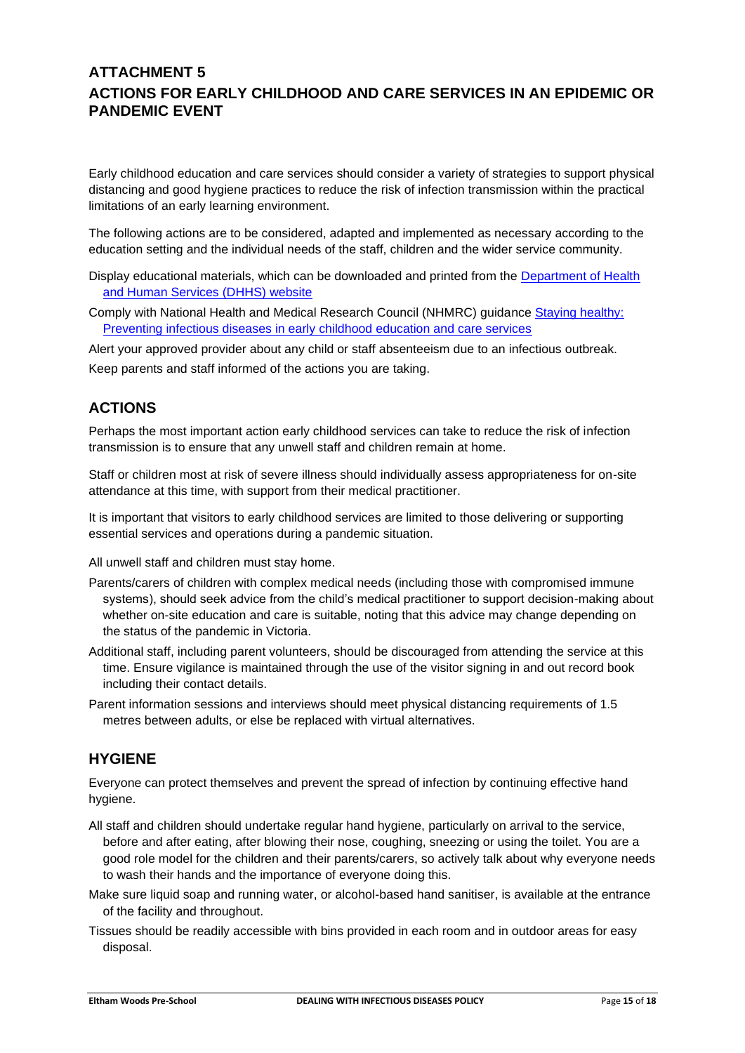## ATTACHMENT 5
## ACTIONS FOR EARLY CHILDHOOD AND CARE SERVICES IN AN EPIDEMIC OR PANDEMIC EVENT

Early childhood education and care services should consider a variety of strategies to support physical distancing and good hygiene practices to reduce the risk of infection transmission within the practical limitations of an early learning environment.

The following actions are to be considered, adapted and implemented as necessary according to the education setting and the individual needs of the staff, children and the wider service community.

Display educational materials, which can be downloaded and printed from the [Department of Health and Human Services (DHHS) website]()

Comply with National Health and Medical Research Council (NHMRC) guidance [Staying healthy: Preventing infectious diseases in early childhood education and care services]()

Alert your approved provider about any child or staff absenteeism due to an infectious outbreak.

Keep parents and staff informed of the actions you are taking.

### ACTIONS

Perhaps the most important action early childhood services can take to reduce the risk of infection transmission is to ensure that any unwell staff and children remain at home.

Staff or children most at risk of severe illness should individually assess appropriateness for on-site attendance at this time, with support from their medical practitioner.

It is important that visitors to early childhood services are limited to those delivering or supporting essential services and operations during a pandemic situation.

All unwell staff and children must stay home.

Parents/carers of children with complex medical needs (including those with compromised immune systems), should seek advice from the child's medical practitioner to support decision-making about whether on-site education and care is suitable, noting that this advice may change depending on the status of the pandemic in Victoria.

Additional staff, including parent volunteers, should be discouraged from attending the service at this time. Ensure vigilance is maintained through the use of the visitor signing in and out record book including their contact details.

Parent information sessions and interviews should meet physical distancing requirements of 1.5 metres between adults, or else be replaced with virtual alternatives.

### HYGIENE

Everyone can protect themselves and prevent the spread of infection by continuing effective hand hygiene.

All staff and children should undertake regular hand hygiene, particularly on arrival to the service, before and after eating, after blowing their nose, coughing, sneezing or using the toilet. You are a good role model for the children and their parents/carers, so actively talk about why everyone needs to wash their hands and the importance of everyone doing this.

Make sure liquid soap and running water, or alcohol-based hand sanitiser, is available at the entrance of the facility and throughout.

Tissues should be readily accessible with bins provided in each room and in outdoor areas for easy disposal.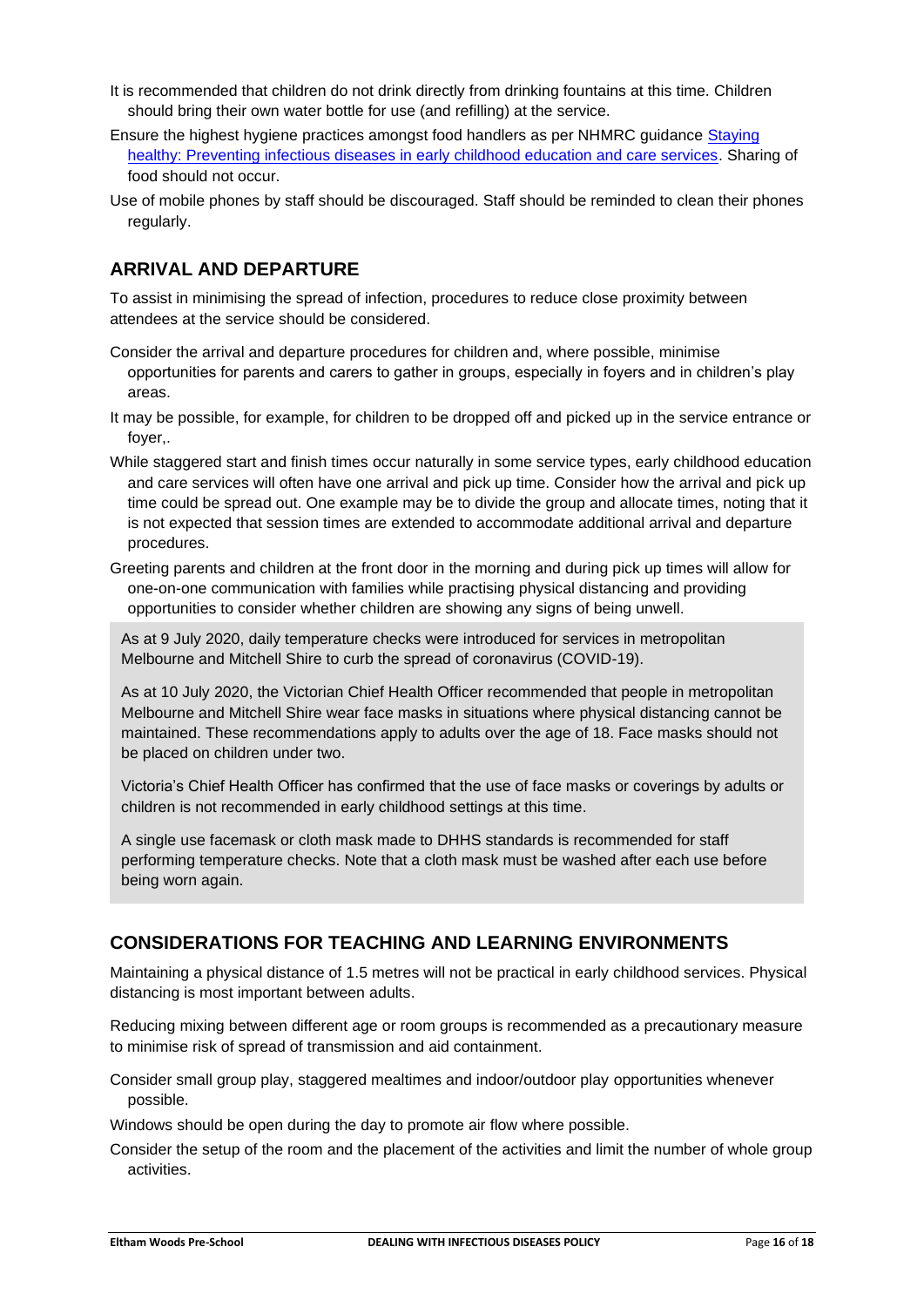It is recommended that children do not drink directly from drinking fountains at this time. Children should bring their own water bottle for use (and refilling) at the service.

Ensure the highest hygiene practices amongst food handlers as per NHMRC guidance [Staying healthy: Preventing infectious diseases in early childhood education and care services](). Sharing of food should not occur.

Use of mobile phones by staff should be discouraged. Staff should be reminded to clean their phones regularly.

## ARRIVAL AND DEPARTURE

To assist in minimising the spread of infection, procedures to reduce close proximity between attendees at the service should be considered.

Consider the arrival and departure procedures for children and, where possible, minimise opportunities for parents and carers to gather in groups, especially in foyers and in children's play areas.

It may be possible, for example, for children to be dropped off and picked up in the service entrance or foyer,.

While staggered start and finish times occur naturally in some service types, early childhood education and care services will often have one arrival and pick up time. Consider how the arrival and pick up time could be spread out. One example may be to divide the group and allocate times, noting that it is not expected that session times are extended to accommodate additional arrival and departure procedures.

Greeting parents and children at the front door in the morning and during pick up times will allow for one-on-one communication with families while practising physical distancing and providing opportunities to consider whether children are showing any signs of being unwell.

As at 9 July 2020, daily temperature checks were introduced for services in metropolitan Melbourne and Mitchell Shire to curb the spread of coronavirus (COVID-19).

As at 10 July 2020, the Victorian Chief Health Officer recommended that people in metropolitan Melbourne and Mitchell Shire wear face masks in situations where physical distancing cannot be maintained. These recommendations apply to adults over the age of 18. Face masks should not be placed on children under two.

Victoria's Chief Health Officer has confirmed that the use of face masks or coverings by adults or children is not recommended in early childhood settings at this time.

A single use facemask or cloth mask made to DHHS standards is recommended for staff performing temperature checks. Note that a cloth mask must be washed after each use before being worn again.

## CONSIDERATIONS FOR TEACHING AND LEARNING ENVIRONMENTS

Maintaining a physical distance of 1.5 metres will not be practical in early childhood services. Physical distancing is most important between adults.

Reducing mixing between different age or room groups is recommended as a precautionary measure to minimise risk of spread of transmission and aid containment.

Consider small group play, staggered mealtimes and indoor/outdoor play opportunities whenever possible.

Windows should be open during the day to promote air flow where possible.

Consider the setup of the room and the placement of the activities and limit the number of whole group activities.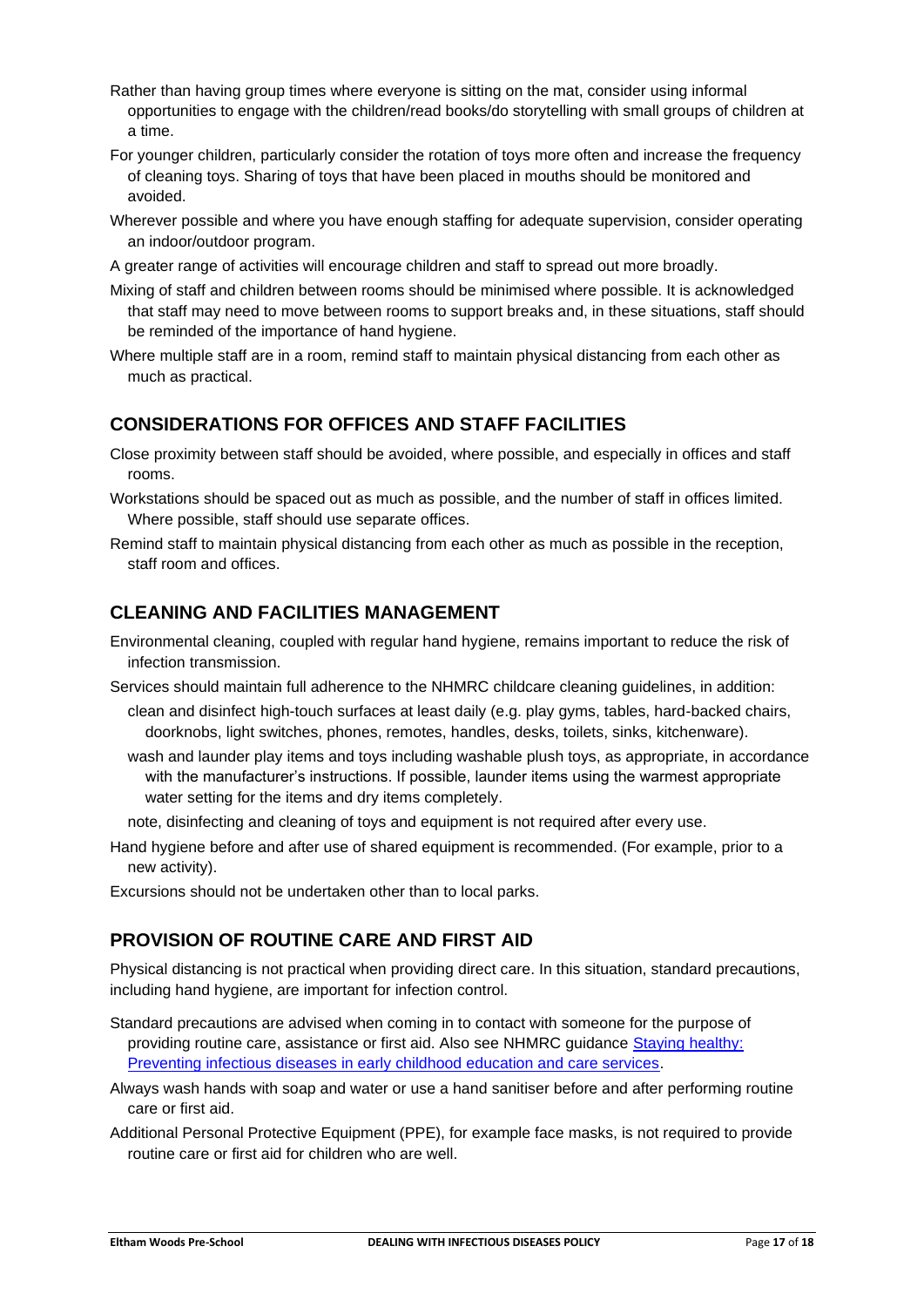Rather than having group times where everyone is sitting on the mat, consider using informal opportunities to engage with the children/read books/do storytelling with small groups of children at a time.

For younger children, particularly consider the rotation of toys more often and increase the frequency of cleaning toys. Sharing of toys that have been placed in mouths should be monitored and avoided.

Wherever possible and where you have enough staffing for adequate supervision, consider operating an indoor/outdoor program.

A greater range of activities will encourage children and staff to spread out more broadly.

Mixing of staff and children between rooms should be minimised where possible. It is acknowledged that staff may need to move between rooms to support breaks and, in these situations, staff should be reminded of the importance of hand hygiene.

Where multiple staff are in a room, remind staff to maintain physical distancing from each other as much as practical.

## CONSIDERATIONS FOR OFFICES AND STAFF FACILITIES

Close proximity between staff should be avoided, where possible, and especially in offices and staff rooms.

Workstations should be spaced out as much as possible, and the number of staff in offices limited. Where possible, staff should use separate offices.

Remind staff to maintain physical distancing from each other as much as possible in the reception, staff room and offices.

## CLEANING AND FACILITIES MANAGEMENT

Environmental cleaning, coupled with regular hand hygiene, remains important to reduce the risk of infection transmission.

Services should maintain full adherence to the NHMRC childcare cleaning guidelines, in addition:

- clean and disinfect high-touch surfaces at least daily (e.g. play gyms, tables, hard-backed chairs, doorknobs, light switches, phones, remotes, handles, desks, toilets, sinks, kitchenware).
- wash and launder play items and toys including washable plush toys, as appropriate, in accordance with the manufacturer's instructions. If possible, launder items using the warmest appropriate water setting for the items and dry items completely.
- note, disinfecting and cleaning of toys and equipment is not required after every use.

Hand hygiene before and after use of shared equipment is recommended. (For example, prior to a new activity).

Excursions should not be undertaken other than to local parks.

## PROVISION OF ROUTINE CARE AND FIRST AID

Physical distancing is not practical when providing direct care. In this situation, standard precautions, including hand hygiene, are important for infection control.

Standard precautions are advised when coming in to contact with someone for the purpose of providing routine care, assistance or first aid. Also see NHMRC guidance Staying healthy: Preventing infectious diseases in early childhood education and care services.

Always wash hands with soap and water or use a hand sanitiser before and after performing routine care or first aid.

Additional Personal Protective Equipment (PPE), for example face masks, is not required to provide routine care or first aid for children who are well.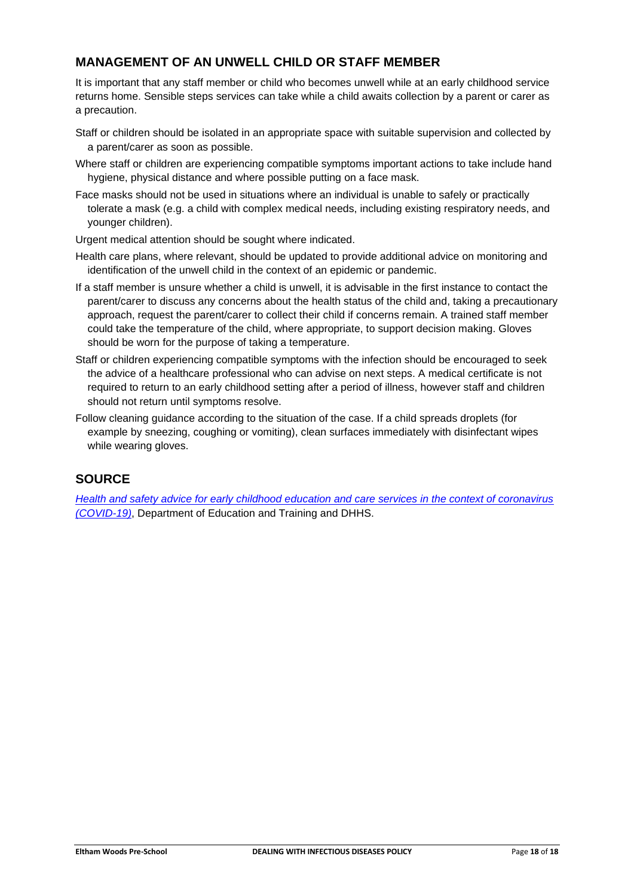## MANAGEMENT OF AN UNWELL CHILD OR STAFF MEMBER

It is important that any staff member or child who becomes unwell while at an early childhood service returns home. Sensible steps services can take while a child awaits collection by a parent or carer as a precaution.

- Staff or children should be isolated in an appropriate space with suitable supervision and collected by a parent/carer as soon as possible.
- Where staff or children are experiencing compatible symptoms important actions to take include hand hygiene, physical distance and where possible putting on a face mask.
- Face masks should not be used in situations where an individual is unable to safely or practically tolerate a mask (e.g. a child with complex medical needs, including existing respiratory needs, and younger children).
- Urgent medical attention should be sought where indicated.
- Health care plans, where relevant, should be updated to provide additional advice on monitoring and identification of the unwell child in the context of an epidemic or pandemic.
- If a staff member is unsure whether a child is unwell, it is advisable in the first instance to contact the parent/carer to discuss any concerns about the health status of the child and, taking a precautionary approach, request the parent/carer to collect their child if concerns remain. A trained staff member could take the temperature of the child, where appropriate, to support decision making. Gloves should be worn for the purpose of taking a temperature.
- Staff or children experiencing compatible symptoms with the infection should be encouraged to seek the advice of a healthcare professional who can advise on next steps. A medical certificate is not required to return to an early childhood setting after a period of illness, however staff and children should not return until symptoms resolve.
- Follow cleaning guidance according to the situation of the case. If a child spreads droplets (for example by sneezing, coughing or vomiting), clean surfaces immediately with disinfectant wipes while wearing gloves.

## SOURCE

*Health and safety advice for early childhood education and care services in the context of coronavirus (COVID-19)*, Department of Education and Training and DHHS.